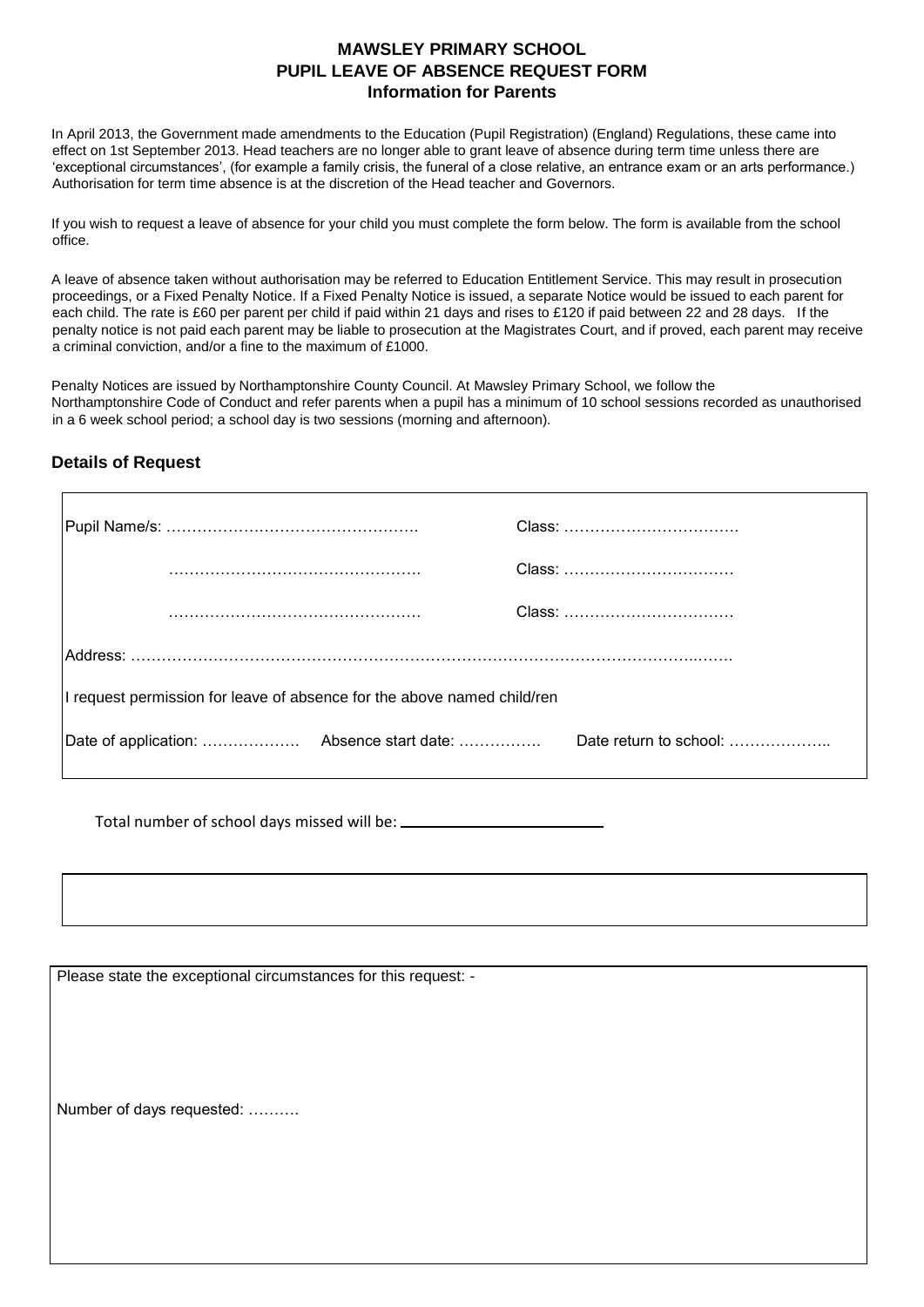# MAWSLEY PRIMARY SCHOOL
## PUPIL LEAVE OF ABSENCE REQUEST FORM
### Information for Parents

In April 2013, the Government made amendments to the Education (Pupil Registration) (England) Regulations, these came into effect on 1st September 2013. Head teachers are no longer able to grant leave of absence during term time unless there are 'exceptional circumstances', (for example a family crisis, the funeral of a close relative, an entrance exam or an arts performance.) Authorisation for term time absence is at the discretion of the Head teacher and Governors.

If you wish to request a leave of absence for your child you must complete the form below. The form is available from the school office.

A leave of absence taken without authorisation may be referred to Education Entitlement Service. This may result in prosecution proceedings, or a Fixed Penalty Notice. If a Fixed Penalty Notice is issued, a separate Notice would be issued to each parent for each child. The rate is £60 per parent per child if paid within 21 days and rises to £120 if paid between 22 and 28 days. If the penalty notice is not paid each parent may be liable to prosecution at the Magistrates Court, and if proved, each parent may receive a criminal conviction, and/or a fine to the maximum of £1000.

Penalty Notices are issued by Northamptonshire County Council. At Mawsley Primary School, we follow the Northamptonshire Code of Conduct and refer parents when a pupil has a minimum of 10 school sessions recorded as unauthorised in a 6 week school period; a school day is two sessions (morning and afternoon).

### Details of Request

Pupil Name/s: …………………………………………. Class: …………………………….

…………………………………………. Class: ……………………………

…………………………………………. Class: ……………………………

Address: ……………………………………………………………………………………………..…….

I request permission for leave of absence for the above named child/ren

Date of application: ………………. Absence start date: ……………. Date return to school: ………………..

Total number of school days missed will be: ______________________

Please state the exceptional circumstances for this request: -

Number of days requested: ……….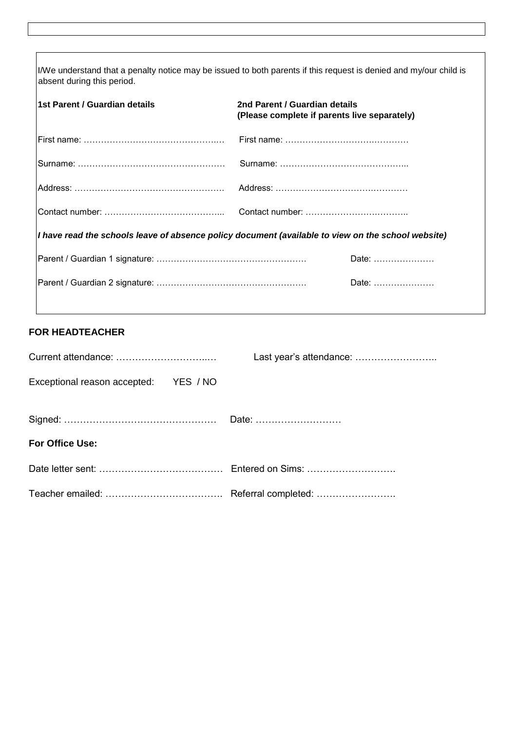I/We understand that a penalty notice may be issued to both parents if this request is denied and my/our child is absent during this period.

| **1st Parent / Guardian details** | **2nd Parent / Guardian details (Please complete if parents live separately)** |
| --- | --- |
| First name: ……………………………………..… | First name: ……………………….………… |
| Surname: …………………………………………… | Surname: ……………………………………... |
| Address: ……………………………………………. | Address: ……………………………….………… |
| Contact number: …………………………………... | Contact number: ……………………….…….. |

***I have read the schools leave of absence policy document (available to view on the school website)***

Parent / Guardian 1 signature: ……………………………………………  Date: …………………

Parent / Guardian 2 signature: ……………………………………………  Date: …………………

**FOR HEADTEACHER**

Current attendance: …………………….…..…  Last year's attendance: ……………………..

Exceptional reason accepted: YES / NO

Signed: …………………………………………  Date: ………………………

**For Office Use:**

Date letter sent: …………………………………  Entered on Sims: ……………………….

Teacher emailed: ……………………………….  Referral completed: …………………….